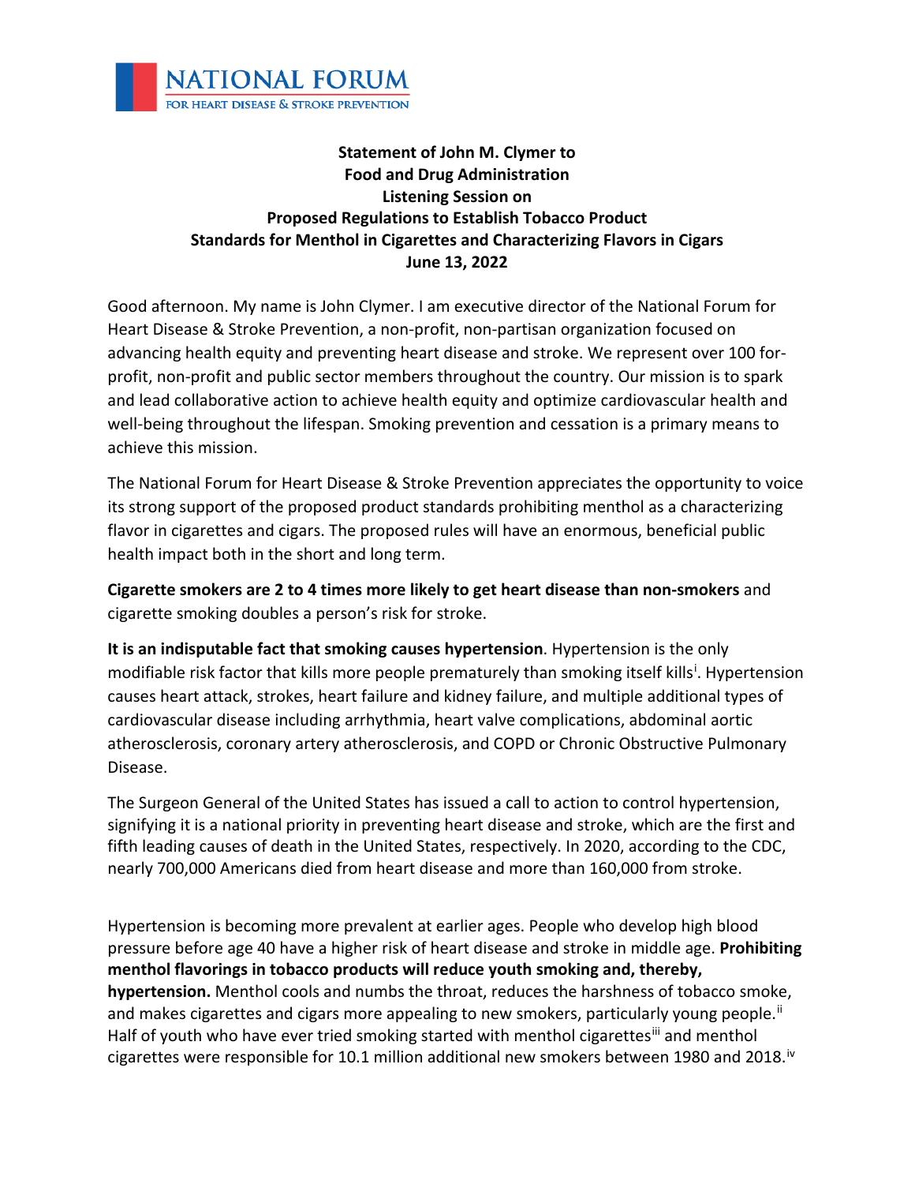NATIONAL FORUM
FOR HEART DISEASE & STROKE PREVENTION

**Statement of John M. Clymer to**
**Food and Drug Administration**
**Listening Session on**
**Proposed Regulations to Establish Tobacco Product**
**Standards for Menthol in Cigarettes and Characterizing Flavors in Cigars**
**June 13, 2022**

Good afternoon. My name is John Clymer. I am executive director of the National Forum for Heart Disease & Stroke Prevention, a non-profit, non-partisan organization focused on advancing health equity and preventing heart disease and stroke. We represent over 100 for-profit, non-profit and public sector members throughout the country. Our mission is to spark and lead collaborative action to achieve health equity and optimize cardiovascular health and well-being throughout the lifespan. Smoking prevention and cessation is a primary means to achieve this mission.

The National Forum for Heart Disease & Stroke Prevention appreciates the opportunity to voice its strong support of the proposed product standards prohibiting menthol as a characterizing flavor in cigarettes and cigars. The proposed rules will have an enormous, beneficial public health impact both in the short and long term.

**Cigarette smokers are 2 to 4 times more likely to get heart disease than non-smokers** and cigarette smoking doubles a person's risk for stroke.

**It is an indisputable fact that smoking causes hypertension**. Hypertension is the only modifiable risk factor that kills more people prematurely than smoking itself kills[i]. Hypertension causes heart attack, strokes, heart failure and kidney failure, and multiple additional types of cardiovascular disease including arrhythmia, heart valve complications, abdominal aortic atherosclerosis, coronary artery atherosclerosis, and COPD or Chronic Obstructive Pulmonary Disease.

The Surgeon General of the United States has issued a call to action to control hypertension, signifying it is a national priority in preventing heart disease and stroke, which are the first and fifth leading causes of death in the United States, respectively. In 2020, according to the CDC, nearly 700,000 Americans died from heart disease and more than 160,000 from stroke.

Hypertension is becoming more prevalent at earlier ages. People who develop high blood pressure before age 40 have a higher risk of heart disease and stroke in middle age. **Prohibiting menthol flavorings in tobacco products will reduce youth smoking and, thereby, hypertension.** Menthol cools and numbs the throat, reduces the harshness of tobacco smoke, and makes cigarettes and cigars more appealing to new smokers, particularly young people.[ii] Half of youth who have ever tried smoking started with menthol cigarettes[iii] and menthol cigarettes were responsible for 10.1 million additional new smokers between 1980 and 2018.[iv]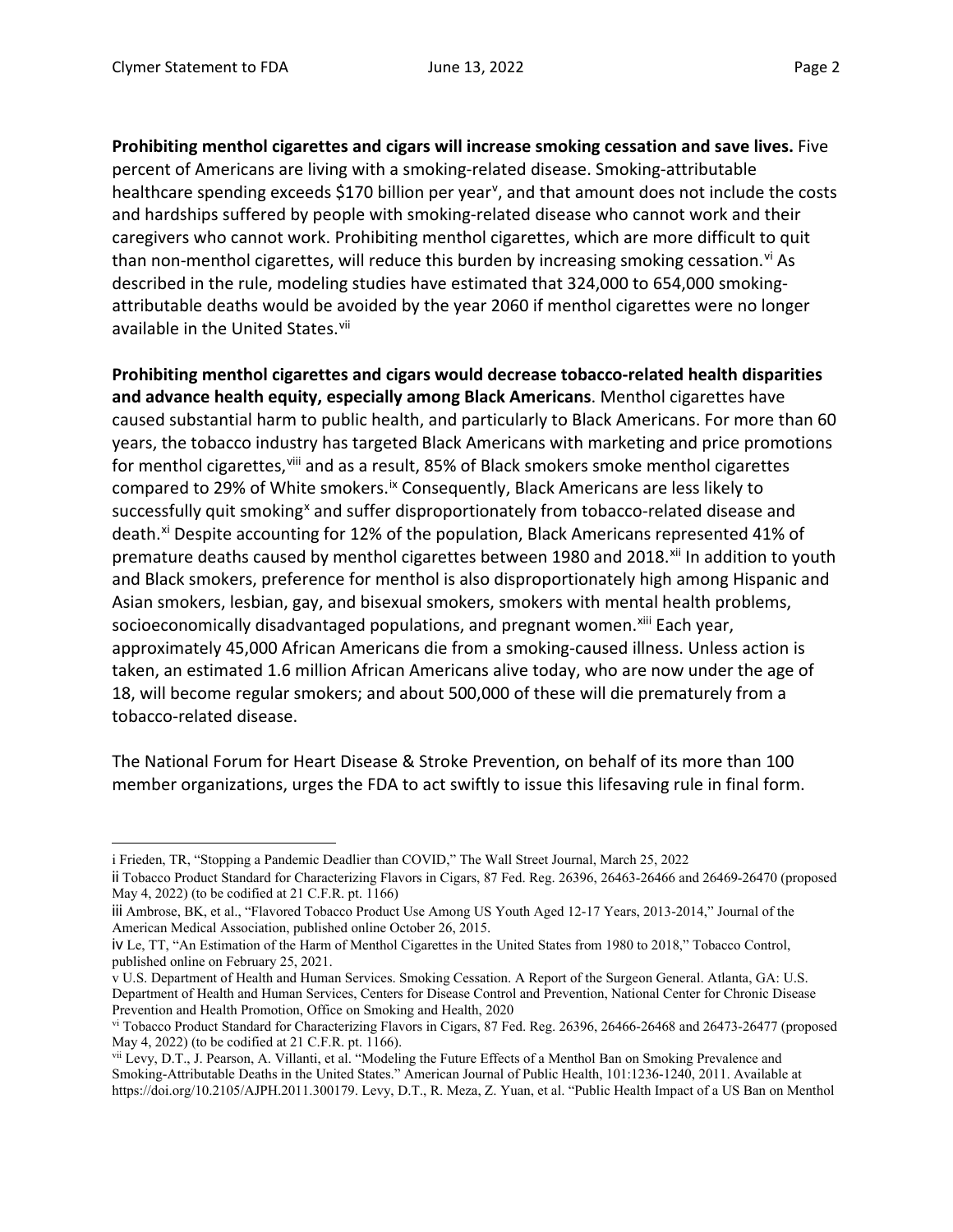**Prohibiting menthol cigarettes and cigars will increase smoking cessation and save lives.** Five percent of Americans are living with a smoking-related disease. Smoking-attributable healthcare spending exceeds $170 billion per year[v], and that amount does not include the costs and hardships suffered by people with smoking-related disease who cannot work and their caregivers who cannot work. Prohibiting menthol cigarettes, which are more difficult to quit than non-menthol cigarettes, will reduce this burden by increasing smoking cessation.[vi] As described in the rule, modeling studies have estimated that 324,000 to 654,000 smoking-attributable deaths would be avoided by the year 2060 if menthol cigarettes were no longer available in the United States.[vii]

**Prohibiting menthol cigarettes and cigars would decrease tobacco-related health disparities and advance health equity, especially among Black Americans**. Menthol cigarettes have caused substantial harm to public health, and particularly to Black Americans. For more than 60 years, the tobacco industry has targeted Black Americans with marketing and price promotions for menthol cigarettes,[viii] and as a result, 85% of Black smokers smoke menthol cigarettes compared to 29% of White smokers.[ix] Consequently, Black Americans are less likely to successfully quit smoking[x] and suffer disproportionately from tobacco-related disease and death.[xi] Despite accounting for 12% of the population, Black Americans represented 41% of premature deaths caused by menthol cigarettes between 1980 and 2018.[xii] In addition to youth and Black smokers, preference for menthol is also disproportionately high among Hispanic and Asian smokers, lesbian, gay, and bisexual smokers, smokers with mental health problems, socioeconomically disadvantaged populations, and pregnant women.[xiii] Each year, approximately 45,000 African Americans die from a smoking-caused illness. Unless action is taken, an estimated 1.6 million African Americans alive today, who are now under the age of 18, will become regular smokers; and about 500,000 of these will die prematurely from a tobacco-related disease.

The National Forum for Heart Disease & Stroke Prevention, on behalf of its more than 100 member organizations, urges the FDA to act swiftly to issue this lifesaving rule in final form.

---

i Frieden, TR, "Stopping a Pandemic Deadlier than COVID," The Wall Street Journal, March 25, 2022

ii Tobacco Product Standard for Characterizing Flavors in Cigars, 87 Fed. Reg. 26396, 26463-26466 and 26469-26470 (proposed May 4, 2022) (to be codified at 21 C.F.R. pt. 1166)

iii Ambrose, BK, et al., "Flavored Tobacco Product Use Among US Youth Aged 12-17 Years, 2013-2014," Journal of the American Medical Association, published online October 26, 2015.

iv Le, TT, "An Estimation of the Harm of Menthol Cigarettes in the United States from 1980 to 2018," Tobacco Control, published online on February 25, 2021.

v U.S. Department of Health and Human Services. Smoking Cessation. A Report of the Surgeon General. Atlanta, GA: U.S. Department of Health and Human Services, Centers for Disease Control and Prevention, National Center for Chronic Disease Prevention and Health Promotion, Office on Smoking and Health, 2020

vi Tobacco Product Standard for Characterizing Flavors in Cigars, 87 Fed. Reg. 26396, 26466-26468 and 26473-26477 (proposed May 4, 2022) (to be codified at 21 C.F.R. pt. 1166).

vii Levy, D.T., J. Pearson, A. Villanti, et al. "Modeling the Future Effects of a Menthol Ban on Smoking Prevalence and Smoking-Attributable Deaths in the United States." American Journal of Public Health, 101:1236-1240, 2011. Available at https://doi.org/10.2105/AJPH.2011.300179. Levy, D.T., R. Meza, Z. Yuan, et al. "Public Health Impact of a US Ban on Menthol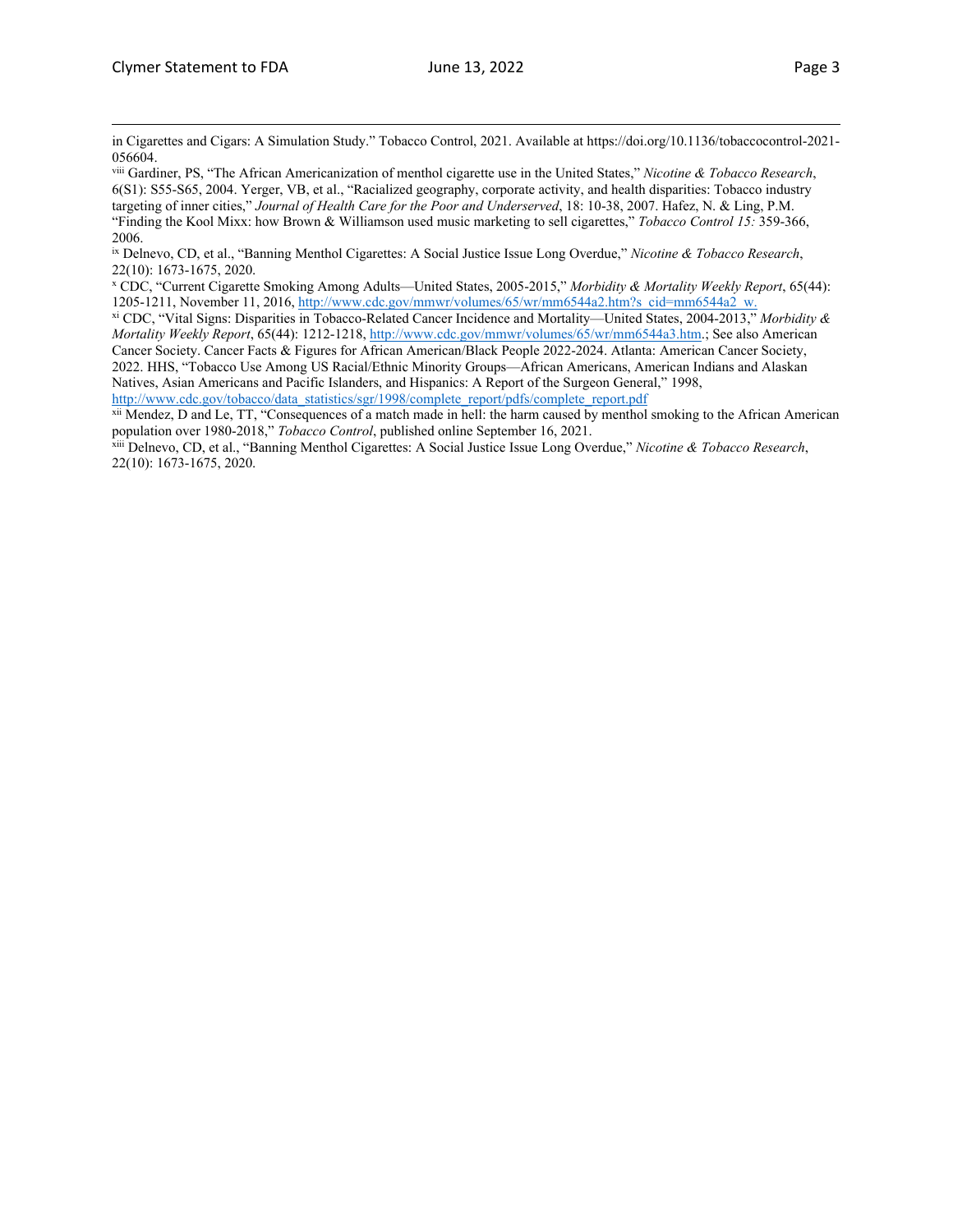in Cigarettes and Cigars: A Simulation Study." Tobacco Control, 2021. Available at https://doi.org/10.1136/tobaccocontrol-2021-056604.

[viii] Gardiner, PS, "The African Americanization of menthol cigarette use in the United States," *Nicotine & Tobacco Research*, 6(S1): S55-S65, 2004. Yerger, VB, et al., "Racialized geography, corporate activity, and health disparities: Tobacco industry targeting of inner cities," *Journal of Health Care for the Poor and Underserved*, 18: 10-38, 2007. Hafez, N. & Ling, P.M. "Finding the Kool Mixx: how Brown & Williamson used music marketing to sell cigarettes," *Tobacco Control 15:* 359-366, 2006.

[ix] Delnevo, CD, et al., "Banning Menthol Cigarettes: A Social Justice Issue Long Overdue," *Nicotine & Tobacco Research*, 22(10): 1673-1675, 2020.

[x] CDC, "Current Cigarette Smoking Among Adults—United States, 2005-2015," *Morbidity & Mortality Weekly Report*, 65(44): 1205-1211, November 11, 2016, http://www.cdc.gov/mmwr/volumes/65/wr/mm6544a2.htm?s_cid=mm6544a2_w.

[xi] CDC, "Vital Signs: Disparities in Tobacco-Related Cancer Incidence and Mortality—United States, 2004-2013," *Morbidity & Mortality Weekly Report*, 65(44): 1212-1218, http://www.cdc.gov/mmwr/volumes/65/wr/mm6544a3.htm.; See also American Cancer Society. Cancer Facts & Figures for African American/Black People 2022-2024. Atlanta: American Cancer Society, 2022. HHS, "Tobacco Use Among US Racial/Ethnic Minority Groups—African Americans, American Indians and Alaskan Natives, Asian Americans and Pacific Islanders, and Hispanics: A Report of the Surgeon General," 1998, http://www.cdc.gov/tobacco/data_statistics/sgr/1998/complete_report/pdfs/complete_report.pdf

[xii] Mendez, D and Le, TT, "Consequences of a match made in hell: the harm caused by menthol smoking to the African American population over 1980-2018," *Tobacco Control*, published online September 16, 2021.

[xiii] Delnevo, CD, et al., "Banning Menthol Cigarettes: A Social Justice Issue Long Overdue," *Nicotine & Tobacco Research*, 22(10): 1673-1675, 2020.